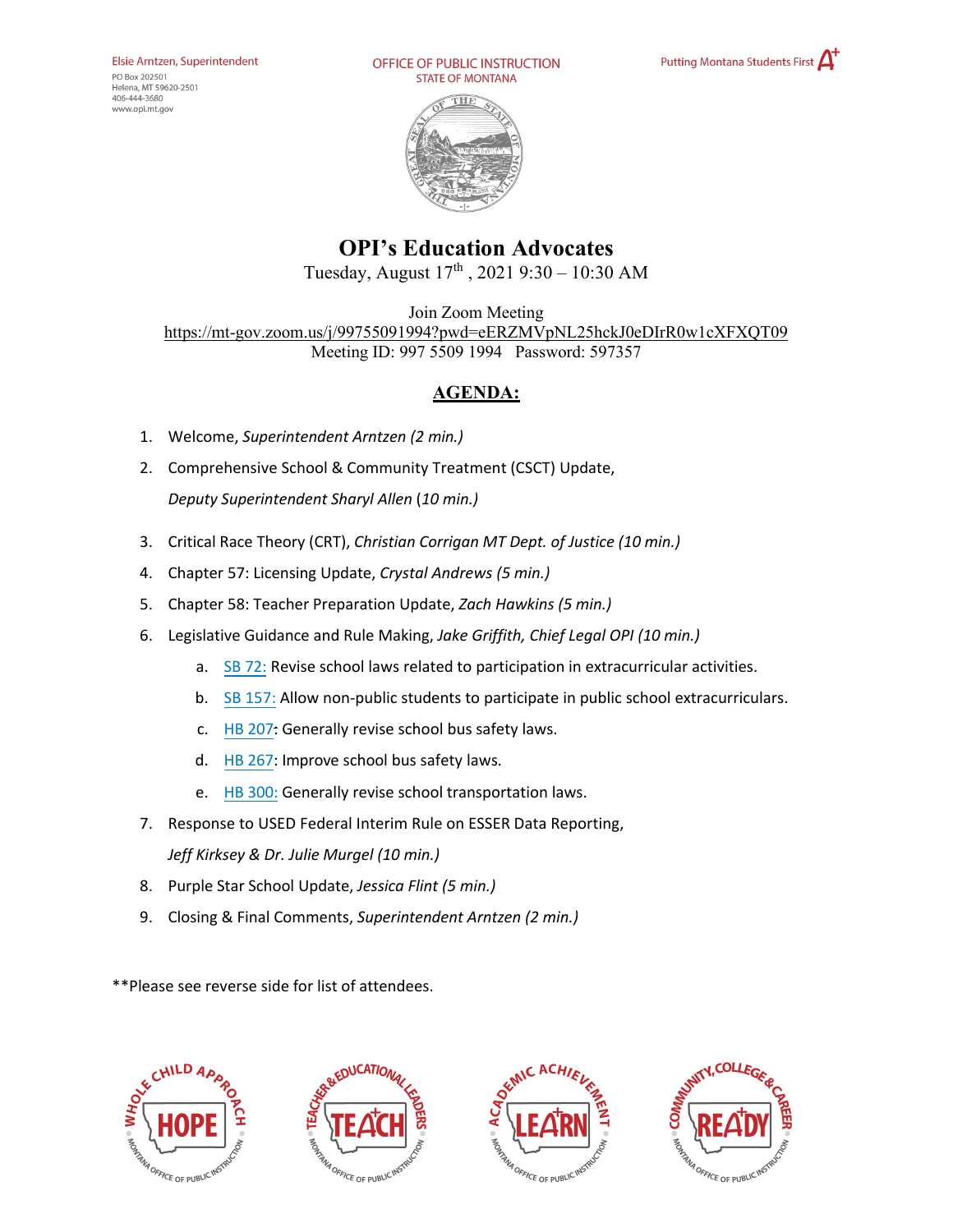Elsie Arntzen, Superintendent
PO Box 202501
Helena, MT 59620-2501
406-444-3680
www.opi.mt.gov

OFFICE OF PUBLIC INSTRUCTION
STATE OF MONTANA

Putting Montana Students First

# OPI's Education Advocates

Tuesday, August 17th, 2021 9:30 – 10:30 AM

Join Zoom Meeting
https://mt-gov.zoom.us/j/99755091994?pwd=eERZMVpNL25hckJ0eDIrR0w1cXFXQT09
Meeting ID: 997 5509 1994 Password: 597357

## AGENDA:

1. Welcome, *Superintendent Arntzen (2 min.)*
2. Comprehensive School & Community Treatment (CSCT) Update,
   *Deputy Superintendent Sharyl Allen* (*10 min.)*
3. Critical Race Theory (CRT), *Christian Corrigan MT Dept. of Justice (10 min.)*
4. Chapter 57: Licensing Update, *Crystal Andrews (5 min.)*
5. Chapter 58: Teacher Preparation Update, *Zach Hawkins (5 min.)*
6. Legislative Guidance and Rule Making, *Jake Griffith, Chief Legal OPI (10 min.)*
   a. SB 72: Revise school laws related to participation in extracurricular activities.
   b. SB 157: Allow non-public students to participate in public school extracurriculars.
   c. HB 207: Generally revise school bus safety laws.
   d. HB 267: Improve school bus safety laws.
   e. HB 300: Generally revise school transportation laws.
7. Response to USED Federal Interim Rule on ESSER Data Reporting,
   *Jeff Kirksey & Dr. Julie Murgel (10 min.)*
8. Purple Star School Update, *Jessica Flint (5 min.)*
9. Closing & Final Comments, *Superintendent Arntzen (2 min.)*

**Please see reverse side for list of attendees.

WHOLE CHILD APPROACH – HOPE – MONTANA OFFICE OF PUBLIC INSTRUCTION
TEACHER & EDUCATIONAL LEADERS – TEACH – MONTANA OFFICE OF PUBLIC INSTRUCTION
ACADEMIC ACHIEVEMENT – LEARN – MONTANA OFFICE OF PUBLIC INSTRUCTION
COMMUNITY, COLLEGE & CAREER – READY – MONTANA OFFICE OF PUBLIC INSTRUCTION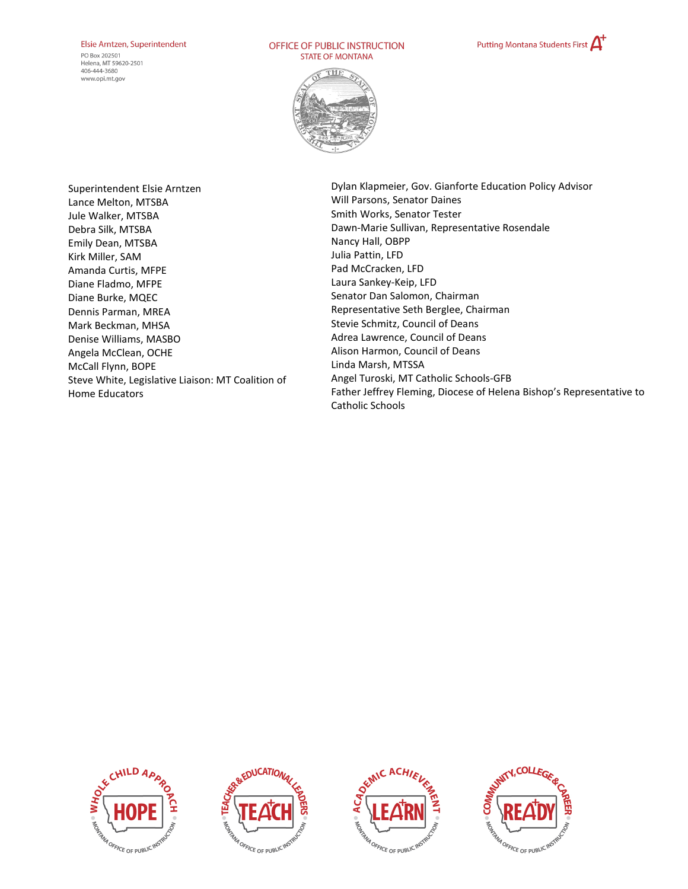Superintendent Elsie Arntzen
Lance Melton, MTSBA
Jule Walker, MTSBA
Debra Silk, MTSBA
Emily Dean, MTSBA
Kirk Miller, SAM
Amanda Curtis, MFPE
Diane Fladmo, MFPE
Diane Burke, MQEC
Dennis Parman, MREA
Mark Beckman, MHSA
Denise Williams, MASBO
Angela McClean, OCHE
McCall Flynn, BOPE
Steve White, Legislative Liaison: MT Coalition of Home Educators

Dylan Klapmeier, Gov. Gianforte Education Policy Advisor
Will Parsons, Senator Daines
Smith Works, Senator Tester
Dawn-Marie Sullivan, Representative Rosendale
Nancy Hall, OBPP
Julia Pattin, LFD
Pad McCracken, LFD
Laura Sankey-Keip, LFD
Senator Dan Salomon, Chairman
Representative Seth Berglee, Chairman
Stevie Schmitz, Council of Deans
Adrea Lawrence, Council of Deans
Alison Harmon, Council of Deans
Linda Marsh, MTSSA
Angel Turoski, MT Catholic Schools-GFB
Father Jeffrey Fleming, Diocese of Helena Bishop's Representative to Catholic Schools